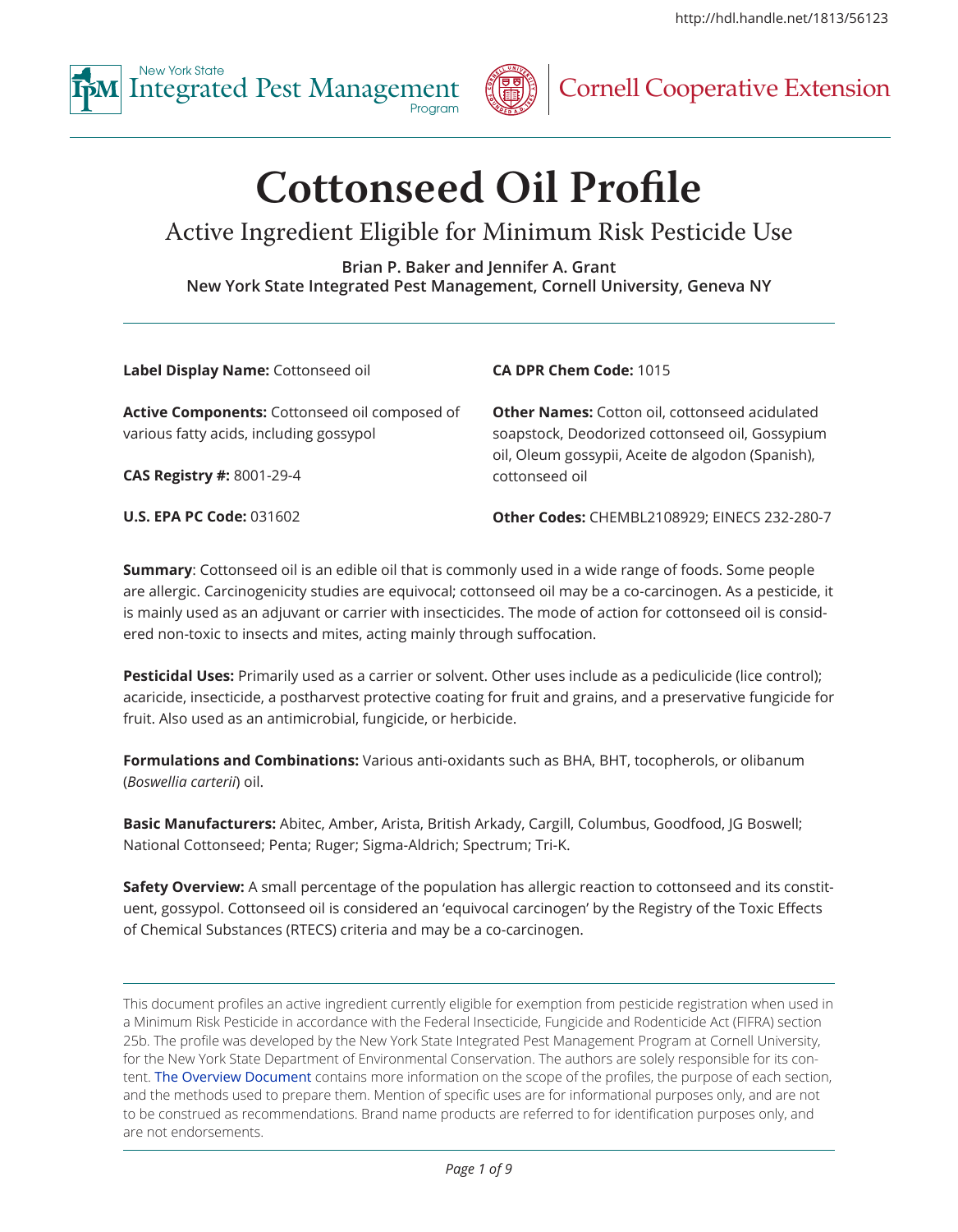# Cottonseed Oil Profile

## Active Ingredient Eligible for Minimum Risk Pesticide Use

**Brian P. Baker and Jennifer A. Grant**
**New York State Integrated Pest Management, Cornell University, Geneva NY**

---

**Label Display Name:** Cottonseed oil

**Active Components:** Cottonseed oil composed of various fatty acids, including gossypol

**CAS Registry #:** 8001-29-4

**U.S. EPA PC Code:** 031602

**CA DPR Chem Code:** 1015

**Other Names:** Cotton oil, cottonseed acidulated soapstock, Deodorized cottonseed oil, Gossypium oil, Oleum gossypii, Aceite de algodon (Spanish), cottonseed oil

**Other Codes:** CHEMBL2108929; EINECS 232-280-7

**Summary**: Cottonseed oil is an edible oil that is commonly used in a wide range of foods. Some people are allergic. Carcinogenicity studies are equivocal; cottonseed oil may be a co-carcinogen. As a pesticide, it is mainly used as an adjuvant or carrier with insecticides. The mode of action for cottonseed oil is considered non-toxic to insects and mites, acting mainly through suffocation.

**Pesticidal Uses:** Primarily used as a carrier or solvent. Other uses include as a pediculicide (lice control); acaricide, insecticide, a postharvest protective coating for fruit and grains, and a preservative fungicide for fruit. Also used as an antimicrobial, fungicide, or herbicide.

**Formulations and Combinations:** Various anti-oxidants such as BHA, BHT, tocopherols, or olibanum (*Boswellia carterii*) oil.

**Basic Manufacturers:** Abitec, Amber, Arista, British Arkady, Cargill, Columbus, Goodfood, JG Boswell; National Cottonseed; Penta; Ruger; Sigma-Aldrich; Spectrum; Tri-K.

**Safety Overview:** A small percentage of the population has allergic reaction to cottonseed and its constituent, gossypol. Cottonseed oil is considered an 'equivocal carcinogen' by the Registry of the Toxic Effects of Chemical Substances (RTECS) criteria and may be a co-carcinogen.

---

This document profiles an active ingredient currently eligible for exemption from pesticide registration when used in a Minimum Risk Pesticide in accordance with the Federal Insecticide, Fungicide and Rodenticide Act (FIFRA) section 25b. The profile was developed by the New York State Integrated Pest Management Program at Cornell University, for the New York State Department of Environmental Conservation. The authors are solely responsible for its content. The Overview Document contains more information on the scope of the profiles, the purpose of each section, and the methods used to prepare them. Mention of specific uses are for informational purposes only, and are not to be construed as recommendations. Brand name products are referred to for identification purposes only, and are not endorsements.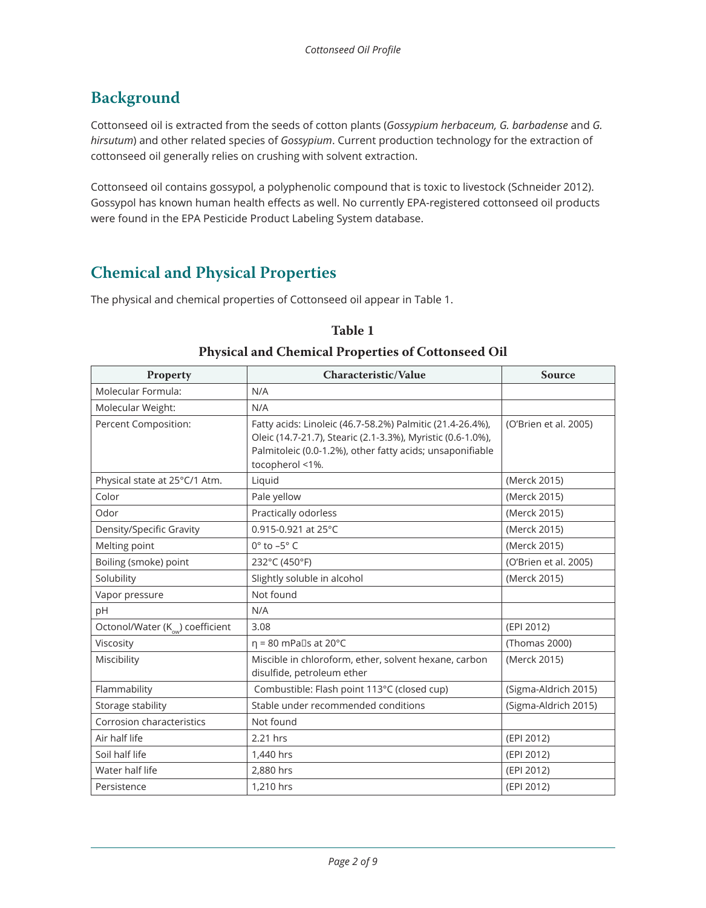## Background

Cottonseed oil is extracted from the seeds of cotton plants (*Gossypium herbaceum, G. barbadense* and *G. hirsutum*) and other related species of *Gossypium*. Current production technology for the extraction of cottonseed oil generally relies on crushing with solvent extraction.

Cottonseed oil contains gossypol, a polyphenolic compound that is toxic to livestock (Schneider 2012). Gossypol has known human health effects as well. No currently EPA-registered cottonseed oil products were found in the EPA Pesticide Product Labeling System database.

## Chemical and Physical Properties

The physical and chemical properties of Cottonseed oil appear in Table 1.

**Table 1**

**Physical and Chemical Properties of Cottonseed Oil**

| Property | Characteristic/Value | Source |
| --- | --- | --- |
| Molecular Formula: | N/A | |
| Molecular Weight: | N/A | |
| Percent Composition: | Fatty acids: Linoleic (46.7-58.2%) Palmitic (21.4-26.4%), Oleic (14.7-21.7), Stearic (2.1-3.3%), Myristic (0.6-1.0%), Palmitoleic (0.0-1.2%), other fatty acids; unsaponifiable tocopherol <1%. | (O'Brien et al. 2005) |
| Physical state at 25°C/1 Atm. | Liquid | (Merck 2015) |
| Color | Pale yellow | (Merck 2015) |
| Odor | Practically odorless | (Merck 2015) |
| Density/Specific Gravity | 0.915-0.921 at 25°C | (Merck 2015) |
| Melting point | 0° to –5° C | (Merck 2015) |
| Boiling (smoke) point | 232°C (450°F) | (O'Brien et al. 2005) |
| Solubility | Slightly soluble in alcohol | (Merck 2015) |
| Vapor pressure | Not found | |
| pH | N/A | |
| Octonol/Water ($K_{ow}$) coefficient | 3.08 | (EPI 2012) |
| Viscosity | η = 80 mPa⋅s at 20°C | (Thomas 2000) |
| Miscibility | Miscible in chloroform, ether, solvent hexane, carbon disulfide, petroleum ether | (Merck 2015) |
| Flammability | Combustible: Flash point 113°C (closed cup) | (Sigma-Aldrich 2015) |
| Storage stability | Stable under recommended conditions | (Sigma-Aldrich 2015) |
| Corrosion characteristics | Not found | |
| Air half life | 2.21 hrs | (EPI 2012) |
| Soil half life | 1,440 hrs | (EPI 2012) |
| Water half life | 2,880 hrs | (EPI 2012) |
| Persistence | 1,210 hrs | (EPI 2012) |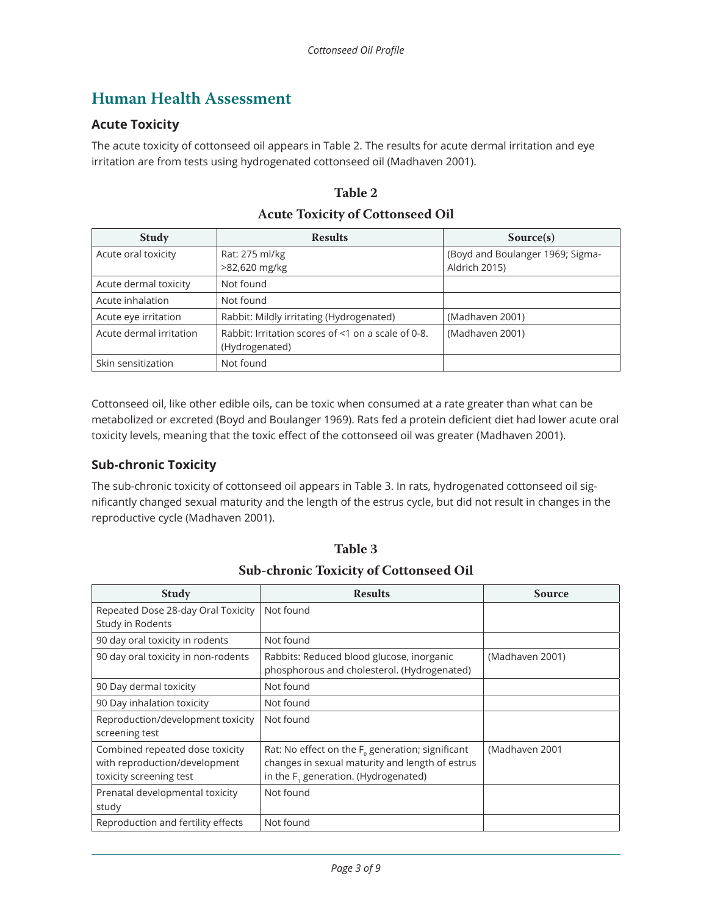## Human Health Assessment

### Acute Toxicity

The acute toxicity of cottonseed oil appears in Table 2. The results for acute dermal irritation and eye irritation are from tests using hydrogenated cottonseed oil (Madhaven 2001).

**Table 2**

**Acute Toxicity of Cottonseed Oil**

| Study | Results | Source(s) |
|---|---|---|
| Acute oral toxicity | Rat: 275 ml/kg<br>>82,620 mg/kg | (Boyd and Boulanger 1969; Sigma-Aldrich 2015) |
| Acute dermal toxicity | Not found | |
| Acute inhalation | Not found | |
| Acute eye irritation | Rabbit: Mildly irritating (Hydrogenated) | (Madhaven 2001) |
| Acute dermal irritation | Rabbit: Irritation scores of <1 on a scale of 0-8. (Hydrogenated) | (Madhaven 2001) |
| Skin sensitization | Not found | |

Cottonseed oil, like other edible oils, can be toxic when consumed at a rate greater than what can be metabolized or excreted (Boyd and Boulanger 1969). Rats fed a protein deficient diet had lower acute oral toxicity levels, meaning that the toxic effect of the cottonseed oil was greater (Madhaven 2001).

### Sub-chronic Toxicity

The sub-chronic toxicity of cottonseed oil appears in Table 3. In rats, hydrogenated cottonseed oil significantly changed sexual maturity and the length of the estrus cycle, but did not result in changes in the reproductive cycle (Madhaven 2001).

**Table 3**

**Sub-chronic Toxicity of Cottonseed Oil**

| Study | Results | Source |
|---|---|---|
| Repeated Dose 28-day Oral Toxicity Study in Rodents | Not found | |
| 90 day oral toxicity in rodents | Not found | |
| 90 day oral toxicity in non-rodents | Rabbits: Reduced blood glucose, inorganic phosphorous and cholesterol. (Hydrogenated) | (Madhaven 2001) |
| 90 Day dermal toxicity | Not found | |
| 90 Day inhalation toxicity | Not found | |
| Reproduction/development toxicity screening test | Not found | |
| Combined repeated dose toxicity with reproduction/development toxicity screening test | Rat: No effect on the $F_0$ generation; significant changes in sexual maturity and length of estrus in the $F_1$ generation. (Hydrogenated) | (Madhaven 2001 |
| Prenatal developmental toxicity study | Not found | |
| Reproduction and fertility effects | Not found | |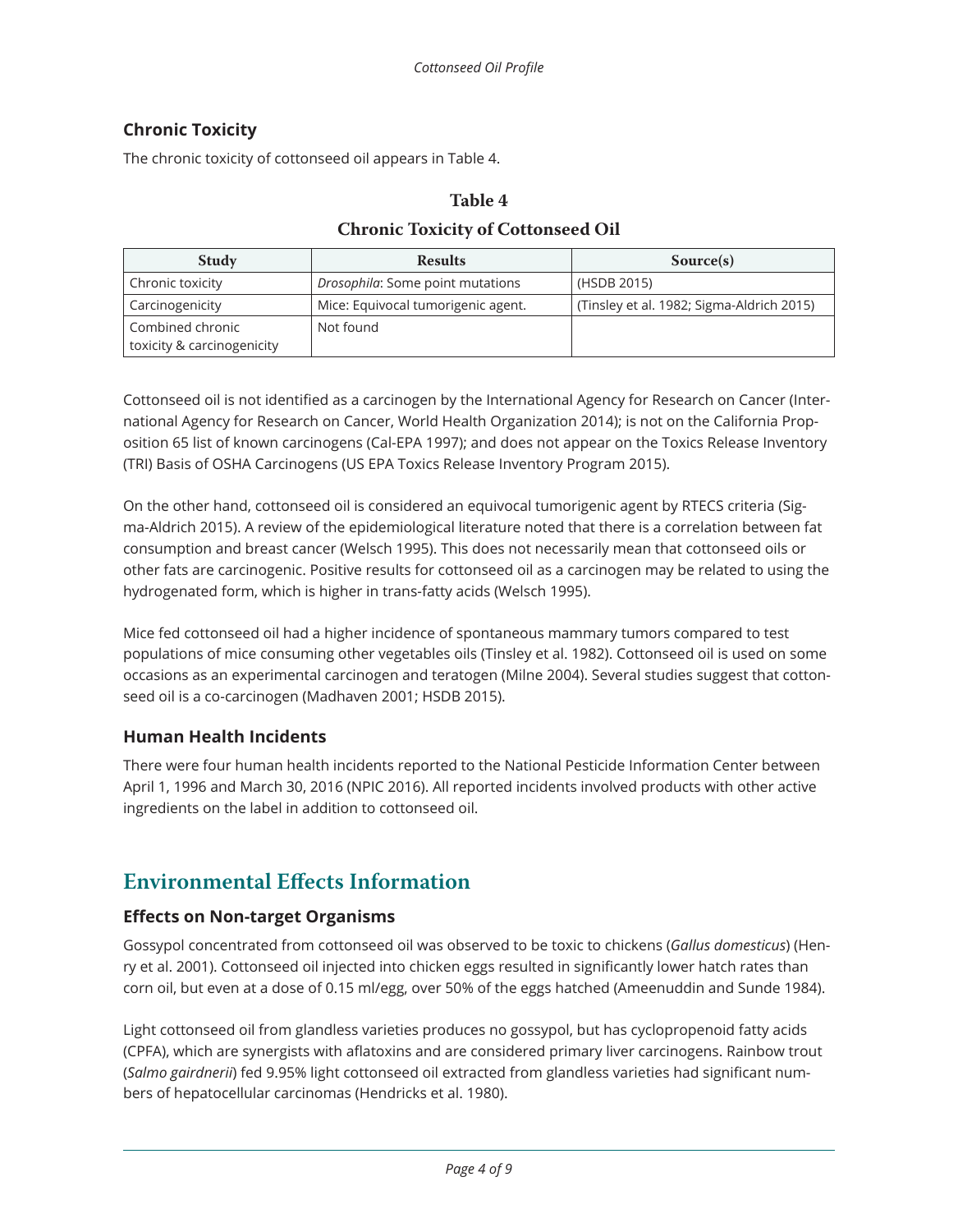## Chronic Toxicity

The chronic toxicity of cottonseed oil appears in Table 4.

**Table 4**

**Chronic Toxicity of Cottonseed Oil**

| Study | Results | Source(s) |
|---|---|---|
| Chronic toxicity | *Drosophila*: Some point mutations | (HSDB 2015) |
| Carcinogenicity | Mice: Equivocal tumorigenic agent. | (Tinsley et al. 1982; Sigma-Aldrich 2015) |
| Combined chronic toxicity & carcinogenicity | Not found | |

Cottonseed oil is not identified as a carcinogen by the International Agency for Research on Cancer (International Agency for Research on Cancer, World Health Organization 2014); is not on the California Proposition 65 list of known carcinogens (Cal-EPA 1997); and does not appear on the Toxics Release Inventory (TRI) Basis of OSHA Carcinogens (US EPA Toxics Release Inventory Program 2015).

On the other hand, cottonseed oil is considered an equivocal tumorigenic agent by RTECS criteria (Sigma-Aldrich 2015). A review of the epidemiological literature noted that there is a correlation between fat consumption and breast cancer (Welsch 1995). This does not necessarily mean that cottonseed oils or other fats are carcinogenic. Positive results for cottonseed oil as a carcinogen may be related to using the hydrogenated form, which is higher in trans-fatty acids (Welsch 1995).

Mice fed cottonseed oil had a higher incidence of spontaneous mammary tumors compared to test populations of mice consuming other vegetables oils (Tinsley et al. 1982). Cottonseed oil is used on some occasions as an experimental carcinogen and teratogen (Milne 2004). Several studies suggest that cottonseed oil is a co-carcinogen (Madhaven 2001; HSDB 2015).

## Human Health Incidents

There were four human health incidents reported to the National Pesticide Information Center between April 1, 1996 and March 30, 2016 (NPIC 2016). All reported incidents involved products with other active ingredients on the label in addition to cottonseed oil.

# Environmental Effects Information

## Effects on Non-target Organisms

Gossypol concentrated from cottonseed oil was observed to be toxic to chickens (*Gallus domesticus*) (Henry et al. 2001). Cottonseed oil injected into chicken eggs resulted in significantly lower hatch rates than corn oil, but even at a dose of 0.15 ml/egg, over 50% of the eggs hatched (Ameenuddin and Sunde 1984).

Light cottonseed oil from glandless varieties produces no gossypol, but has cyclopropenoid fatty acids (CPFA), which are synergists with aflatoxins and are considered primary liver carcinogens. Rainbow trout (*Salmo gairdnerii*) fed 9.95% light cottonseed oil extracted from glandless varieties had significant numbers of hepatocellular carcinomas (Hendricks et al. 1980).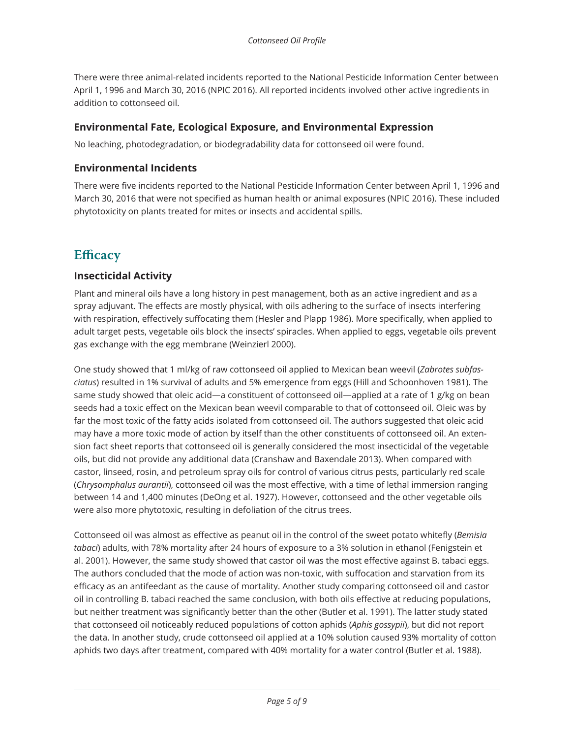There were three animal-related incidents reported to the National Pesticide Information Center between April 1, 1996 and March 30, 2016 (NPIC 2016). All reported incidents involved other active ingredients in addition to cottonseed oil.

### Environmental Fate, Ecological Exposure, and Environmental Expression

No leaching, photodegradation, or biodegradability data for cottonseed oil were found.

### Environmental Incidents

There were five incidents reported to the National Pesticide Information Center between April 1, 1996 and March 30, 2016 that were not specified as human health or animal exposures (NPIC 2016). These included phytotoxicity on plants treated for mites or insects and accidental spills.

## Efficacy

### Insecticidal Activity

Plant and mineral oils have a long history in pest management, both as an active ingredient and as a spray adjuvant. The effects are mostly physical, with oils adhering to the surface of insects interfering with respiration, effectively suffocating them (Hesler and Plapp 1986). More specifically, when applied to adult target pests, vegetable oils block the insects' spiracles. When applied to eggs, vegetable oils prevent gas exchange with the egg membrane (Weinzierl 2000).

One study showed that 1 ml/kg of raw cottonseed oil applied to Mexican bean weevil (*Zabrotes subfasciatus*) resulted in 1% survival of adults and 5% emergence from eggs (Hill and Schoonhoven 1981). The same study showed that oleic acid—a constituent of cottonseed oil—applied at a rate of 1 g/kg on bean seeds had a toxic effect on the Mexican bean weevil comparable to that of cottonseed oil. Oleic was by far the most toxic of the fatty acids isolated from cottonseed oil. The authors suggested that oleic acid may have a more toxic mode of action by itself than the other constituents of cottonseed oil. An extension fact sheet reports that cottonseed oil is generally considered the most insecticidal of the vegetable oils, but did not provide any additional data (Cranshaw and Baxendale 2013). When compared with castor, linseed, rosin, and petroleum spray oils for control of various citrus pests, particularly red scale (*Chrysomphalus aurantii*), cottonseed oil was the most effective, with a time of lethal immersion ranging between 14 and 1,400 minutes (DeOng et al. 1927). However, cottonseed and the other vegetable oils were also more phytotoxic, resulting in defoliation of the citrus trees.

Cottonseed oil was almost as effective as peanut oil in the control of the sweet potato whitefly (*Bemisia tabaci*) adults, with 78% mortality after 24 hours of exposure to a 3% solution in ethanol (Fenigstein et al. 2001). However, the same study showed that castor oil was the most effective against B. tabaci eggs. The authors concluded that the mode of action was non-toxic, with suffocation and starvation from its efficacy as an antifeedant as the cause of mortality. Another study comparing cottonseed oil and castor oil in controlling B. tabaci reached the same conclusion, with both oils effective at reducing populations, but neither treatment was significantly better than the other (Butler et al. 1991). The latter study stated that cottonseed oil noticeably reduced populations of cotton aphids (*Aphis gossypii*), but did not report the data. In another study, crude cottonseed oil applied at a 10% solution caused 93% mortality of cotton aphids two days after treatment, compared with 40% mortality for a water control (Butler et al. 1988).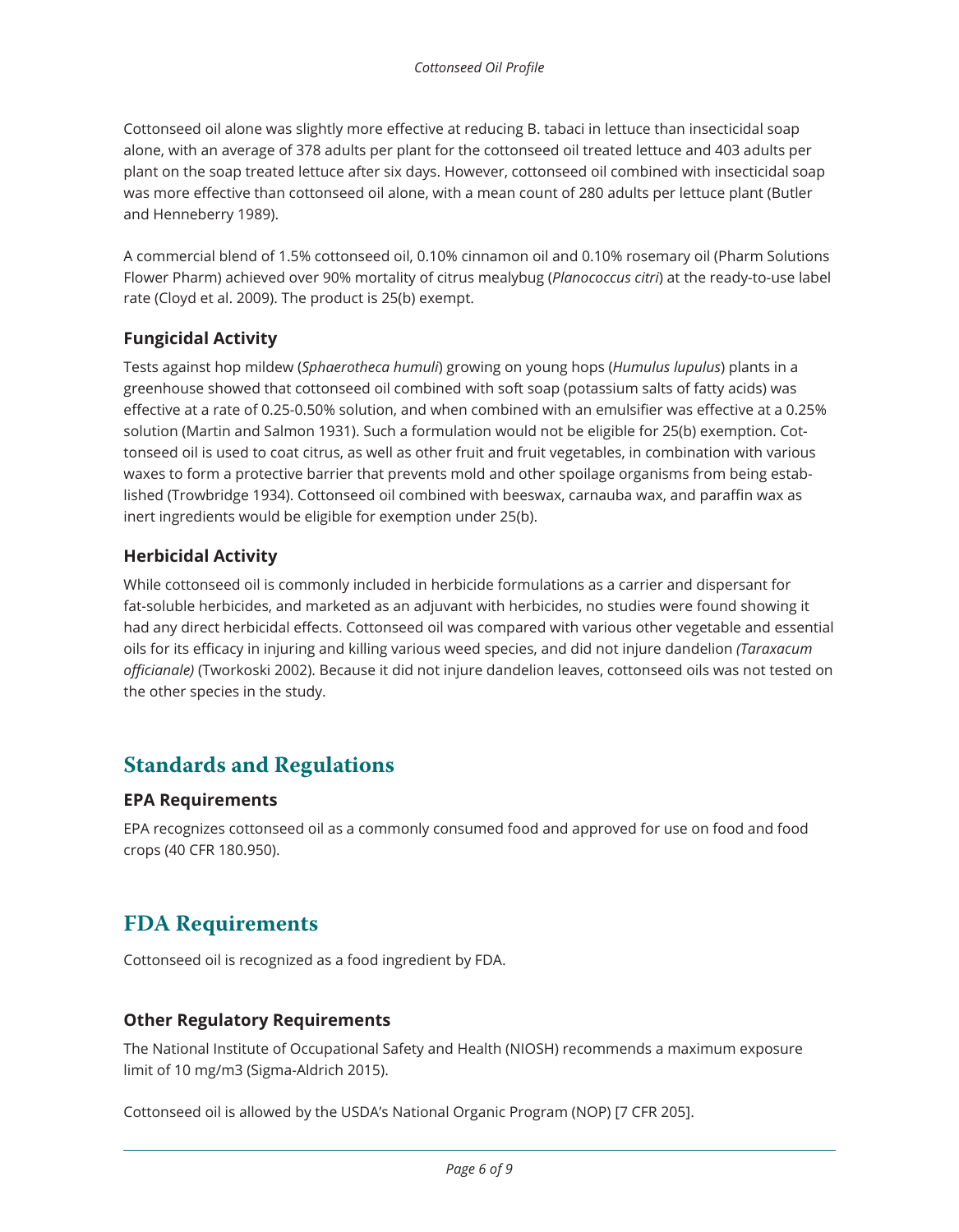Cottonseed oil alone was slightly more effective at reducing B. tabaci in lettuce than insecticidal soap alone, with an average of 378 adults per plant for the cottonseed oil treated lettuce and 403 adults per plant on the soap treated lettuce after six days. However, cottonseed oil combined with insecticidal soap was more effective than cottonseed oil alone, with a mean count of 280 adults per lettuce plant (Butler and Henneberry 1989).

A commercial blend of 1.5% cottonseed oil, 0.10% cinnamon oil and 0.10% rosemary oil (Pharm Solutions Flower Pharm) achieved over 90% mortality of citrus mealybug (*Planococcus citri*) at the ready-to-use label rate (Cloyd et al. 2009). The product is 25(b) exempt.

### Fungicidal Activity

Tests against hop mildew (*Sphaerotheca humuli*) growing on young hops (*Humulus lupulus*) plants in a greenhouse showed that cottonseed oil combined with soft soap (potassium salts of fatty acids) was effective at a rate of 0.25-0.50% solution, and when combined with an emulsifier was effective at a 0.25% solution (Martin and Salmon 1931). Such a formulation would not be eligible for 25(b) exemption. Cottonseed oil is used to coat citrus, as well as other fruit and fruit vegetables, in combination with various waxes to form a protective barrier that prevents mold and other spoilage organisms from being established (Trowbridge 1934). Cottonseed oil combined with beeswax, carnauba wax, and paraffin wax as inert ingredients would be eligible for exemption under 25(b).

### Herbicidal Activity

While cottonseed oil is commonly included in herbicide formulations as a carrier and dispersant for fat-soluble herbicides, and marketed as an adjuvant with herbicides, no studies were found showing it had any direct herbicidal effects. Cottonseed oil was compared with various other vegetable and essential oils for its efficacy in injuring and killing various weed species, and did not injure dandelion *(Taraxacum officianale)* (Tworkoski 2002). Because it did not injure dandelion leaves, cottonseed oils was not tested on the other species in the study.

## Standards and Regulations

### EPA Requirements

EPA recognizes cottonseed oil as a commonly consumed food and approved for use on food and food crops (40 CFR 180.950).

## FDA Requirements

Cottonseed oil is recognized as a food ingredient by FDA.

### Other Regulatory Requirements

The National Institute of Occupational Safety and Health (NIOSH) recommends a maximum exposure limit of 10 mg/m3 (Sigma-Aldrich 2015).

Cottonseed oil is allowed by the USDA's National Organic Program (NOP) [7 CFR 205].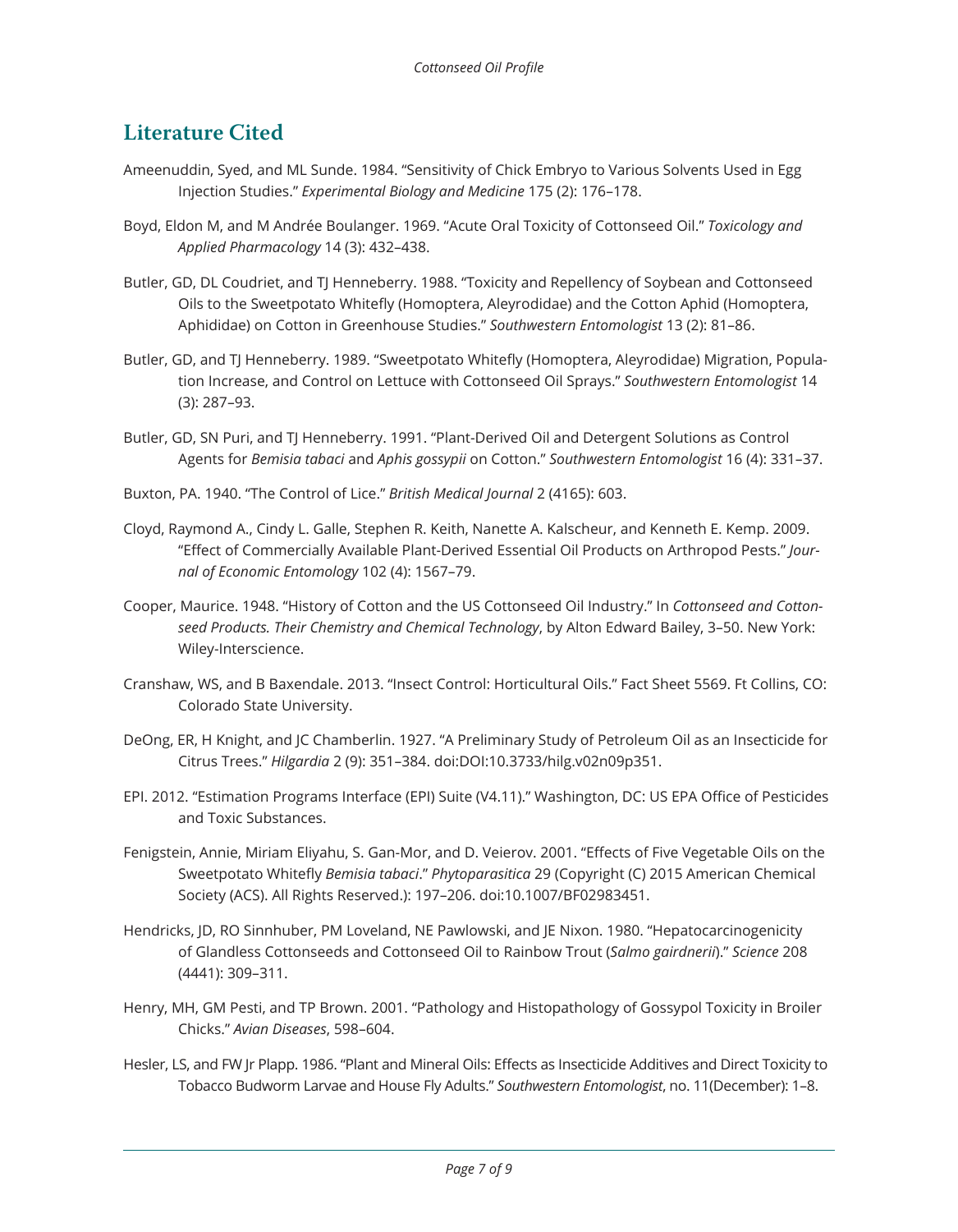## Literature Cited

Ameenuddin, Syed, and ML Sunde. 1984. "Sensitivity of Chick Embryo to Various Solvents Used in Egg Injection Studies." *Experimental Biology and Medicine* 175 (2): 176–178.

Boyd, Eldon M, and M Andrée Boulanger. 1969. "Acute Oral Toxicity of Cottonseed Oil." *Toxicology and Applied Pharmacology* 14 (3): 432–438.

Butler, GD, DL Coudriet, and TJ Henneberry. 1988. "Toxicity and Repellency of Soybean and Cottonseed Oils to the Sweetpotato Whitefly (Homoptera, Aleyrodidae) and the Cotton Aphid (Homoptera, Aphididae) on Cotton in Greenhouse Studies." *Southwestern Entomologist* 13 (2): 81–86.

Butler, GD, and TJ Henneberry. 1989. "Sweetpotato Whitefly (Homoptera, Aleyrodidae) Migration, Population Increase, and Control on Lettuce with Cottonseed Oil Sprays." *Southwestern Entomologist* 14 (3): 287–93.

Butler, GD, SN Puri, and TJ Henneberry. 1991. "Plant-Derived Oil and Detergent Solutions as Control Agents for *Bemisia tabaci* and *Aphis gossypii* on Cotton." *Southwestern Entomologist* 16 (4): 331–37.

Buxton, PA. 1940. "The Control of Lice." *British Medical Journal* 2 (4165): 603.

Cloyd, Raymond A., Cindy L. Galle, Stephen R. Keith, Nanette A. Kalscheur, and Kenneth E. Kemp. 2009. "Effect of Commercially Available Plant-Derived Essential Oil Products on Arthropod Pests." *Journal of Economic Entomology* 102 (4): 1567–79.

Cooper, Maurice. 1948. "History of Cotton and the US Cottonseed Oil Industry." In *Cottonseed and Cottonseed Products. Their Chemistry and Chemical Technology*, by Alton Edward Bailey, 3–50. New York: Wiley-Interscience.

Cranshaw, WS, and B Baxendale. 2013. "Insect Control: Horticultural Oils." Fact Sheet 5569. Ft Collins, CO: Colorado State University.

DeOng, ER, H Knight, and JC Chamberlin. 1927. "A Preliminary Study of Petroleum Oil as an Insecticide for Citrus Trees." *Hilgardia* 2 (9): 351–384. doi:DOI:10.3733/hilg.v02n09p351.

EPI. 2012. "Estimation Programs Interface (EPI) Suite (V4.11)." Washington, DC: US EPA Office of Pesticides and Toxic Substances.

Fenigstein, Annie, Miriam Eliyahu, S. Gan-Mor, and D. Veierov. 2001. "Effects of Five Vegetable Oils on the Sweetpotato Whitefly *Bemisia tabaci*." *Phytoparasitica* 29 (Copyright (C) 2015 American Chemical Society (ACS). All Rights Reserved.): 197–206. doi:10.1007/BF02983451.

Hendricks, JD, RO Sinnhuber, PM Loveland, NE Pawlowski, and JE Nixon. 1980. "Hepatocarcinogenicity of Glandless Cottonseeds and Cottonseed Oil to Rainbow Trout (*Salmo gairdnerii*)." *Science* 208 (4441): 309–311.

Henry, MH, GM Pesti, and TP Brown. 2001. "Pathology and Histopathology of Gossypol Toxicity in Broiler Chicks." *Avian Diseases*, 598–604.

Hesler, LS, and FW Jr Plapp. 1986. "Plant and Mineral Oils: Effects as Insecticide Additives and Direct Toxicity to Tobacco Budworm Larvae and House Fly Adults." *Southwestern Entomologist*, no. 11(December): 1–8.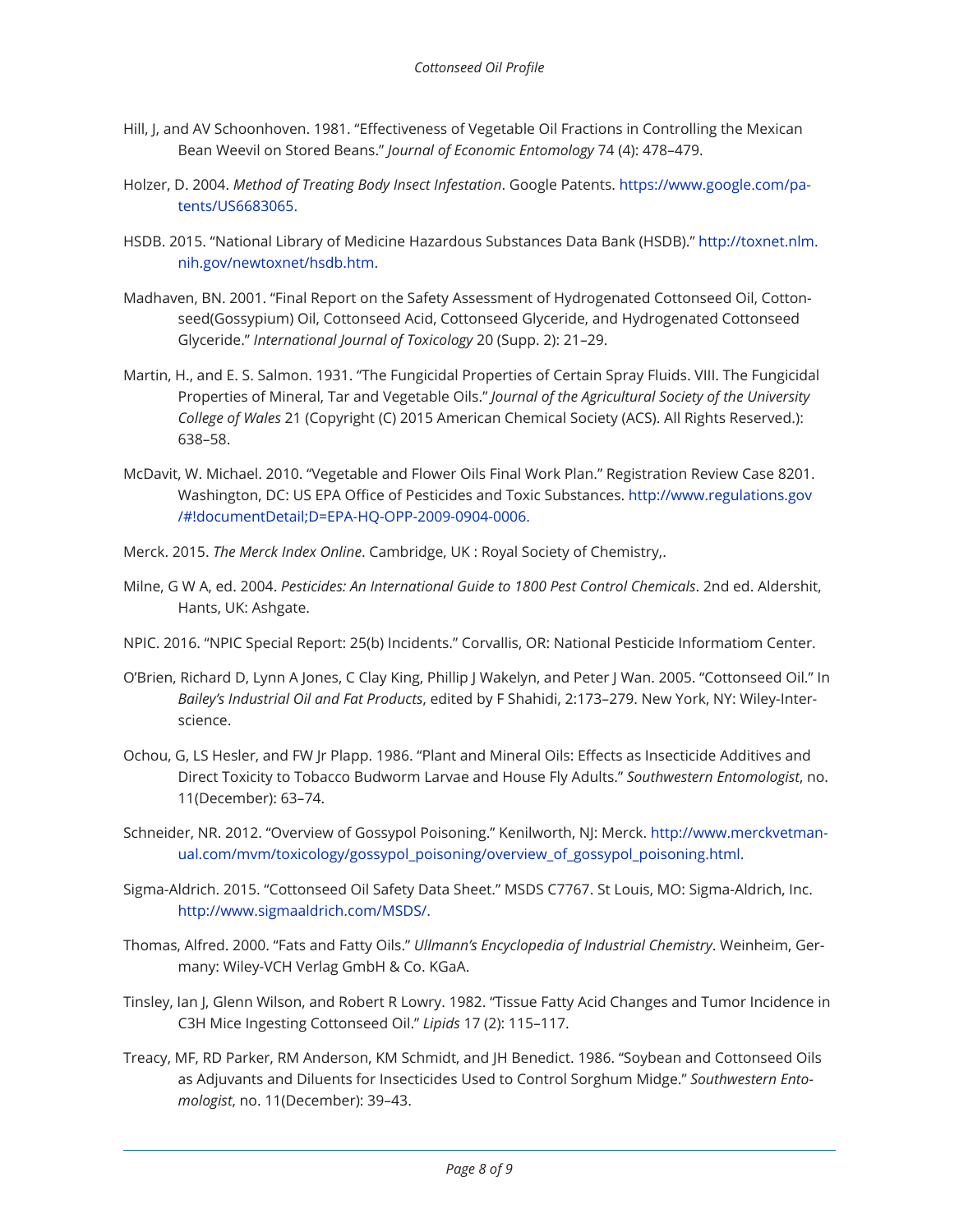Hill, J, and AV Schoonhoven. 1981. "Effectiveness of Vegetable Oil Fractions in Controlling the Mexican Bean Weevil on Stored Beans." *Journal of Economic Entomology* 74 (4): 478–479.

Holzer, D. 2004. *Method of Treating Body Insect Infestation*. Google Patents. https://www.google.com/patents/US6683065.

HSDB. 2015. "National Library of Medicine Hazardous Substances Data Bank (HSDB)." http://toxnet.nlm.nih.gov/newtoxnet/hsdb.htm.

Madhaven, BN. 2001. "Final Report on the Safety Assessment of Hydrogenated Cottonseed Oil, Cottonseed(Gossypium) Oil, Cottonseed Acid, Cottonseed Glyceride, and Hydrogenated Cottonseed Glyceride." *International Journal of Toxicology* 20 (Supp. 2): 21–29.

Martin, H., and E. S. Salmon. 1931. "The Fungicidal Properties of Certain Spray Fluids. VIII. The Fungicidal Properties of Mineral, Tar and Vegetable Oils." *Journal of the Agricultural Society of the University College of Wales* 21 (Copyright (C) 2015 American Chemical Society (ACS). All Rights Reserved.): 638–58.

McDavit, W. Michael. 2010. "Vegetable and Flower Oils Final Work Plan." Registration Review Case 8201. Washington, DC: US EPA Office of Pesticides and Toxic Substances. http://www.regulations.gov/#!documentDetail;D=EPA-HQ-OPP-2009-0904-0006.

Merck. 2015. *The Merck Index Online*. Cambridge, UK : Royal Society of Chemistry,.

Milne, G W A, ed. 2004. *Pesticides: An International Guide to 1800 Pest Control Chemicals*. 2nd ed. Aldershit, Hants, UK: Ashgate.

NPIC. 2016. "NPIC Special Report: 25(b) Incidents." Corvallis, OR: National Pesticide Informatiom Center.

O'Brien, Richard D, Lynn A Jones, C Clay King, Phillip J Wakelyn, and Peter J Wan. 2005. "Cottonseed Oil." In *Bailey's Industrial Oil and Fat Products*, edited by F Shahidi, 2:173–279. New York, NY: Wiley-Interscience.

Ochou, G, LS Hesler, and FW Jr Plapp. 1986. "Plant and Mineral Oils: Effects as Insecticide Additives and Direct Toxicity to Tobacco Budworm Larvae and House Fly Adults." *Southwestern Entomologist*, no. 11(December): 63–74.

Schneider, NR. 2012. "Overview of Gossypol Poisoning." Kenilworth, NJ: Merck. http://www.merckvetmanual.com/mvm/toxicology/gossypol_poisoning/overview_of_gossypol_poisoning.html.

Sigma-Aldrich. 2015. "Cottonseed Oil Safety Data Sheet." MSDS C7767. St Louis, MO: Sigma-Aldrich, Inc. http://www.sigmaaldrich.com/MSDS/.

Thomas, Alfred. 2000. "Fats and Fatty Oils." *Ullmann's Encyclopedia of Industrial Chemistry*. Weinheim, Germany: Wiley-VCH Verlag GmbH & Co. KGaA.

Tinsley, Ian J, Glenn Wilson, and Robert R Lowry. 1982. "Tissue Fatty Acid Changes and Tumor Incidence in C3H Mice Ingesting Cottonseed Oil." *Lipids* 17 (2): 115–117.

Treacy, MF, RD Parker, RM Anderson, KM Schmidt, and JH Benedict. 1986. "Soybean and Cottonseed Oils as Adjuvants and Diluents for Insecticides Used to Control Sorghum Midge." *Southwestern Entomologist*, no. 11(December): 39–43.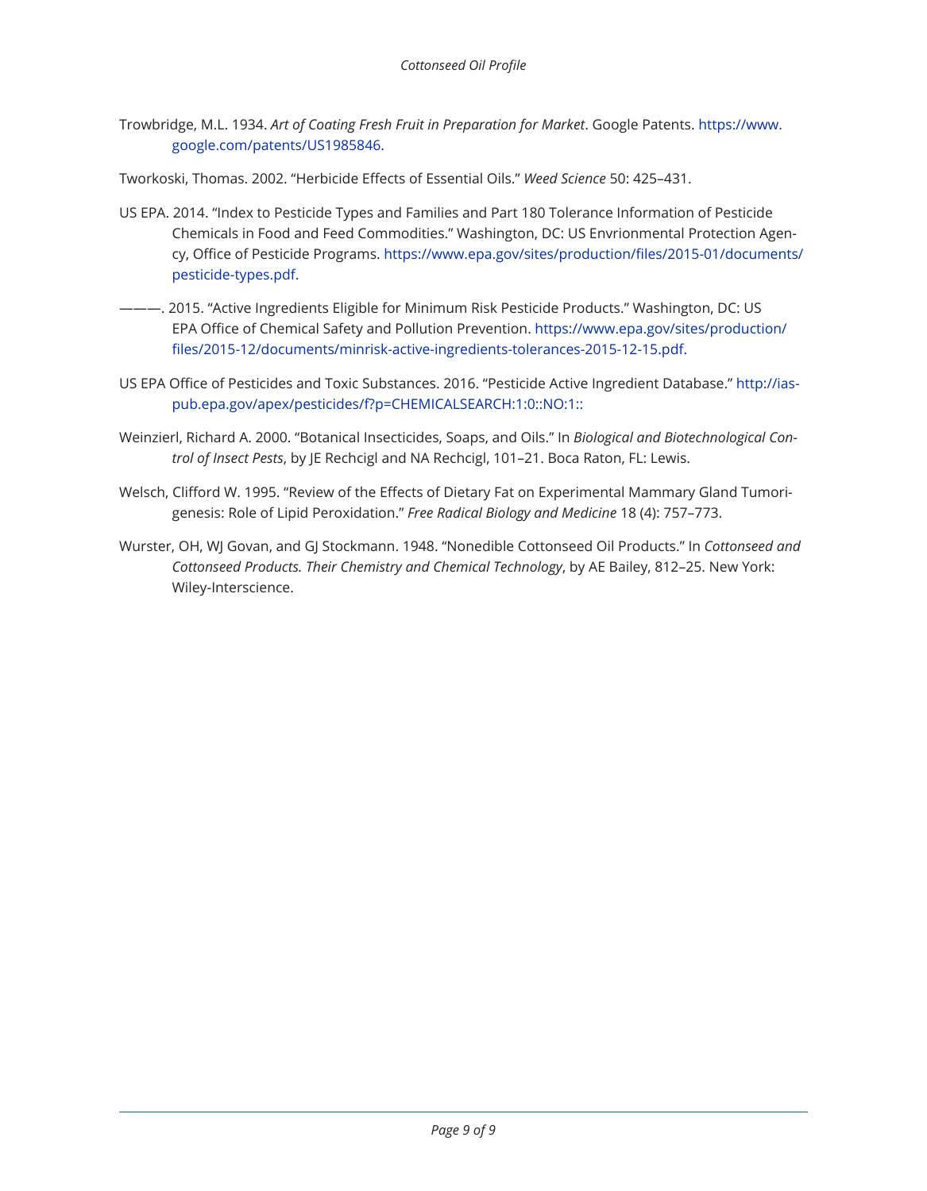Trowbridge, M.L. 1934. *Art of Coating Fresh Fruit in Preparation for Market*. Google Patents. https://www.google.com/patents/US1985846.

Tworkoski, Thomas. 2002. "Herbicide Effects of Essential Oils." *Weed Science* 50: 425–431.

US EPA. 2014. "Index to Pesticide Types and Families and Part 180 Tolerance Information of Pesticide Chemicals in Food and Feed Commodities." Washington, DC: US Envrionmental Protection Agency, Office of Pesticide Programs. https://www.epa.gov/sites/production/files/2015-01/documents/pesticide-types.pdf.

———. 2015. "Active Ingredients Eligible for Minimum Risk Pesticide Products." Washington, DC: US EPA Office of Chemical Safety and Pollution Prevention. https://www.epa.gov/sites/production/files/2015-12/documents/minrisk-active-ingredients-tolerances-2015-12-15.pdf.

US EPA Office of Pesticides and Toxic Substances. 2016. "Pesticide Active Ingredient Database." http://iaspub.epa.gov/apex/pesticides/f?p=CHEMICALSEARCH:1:0::NO:1::

Weinzierl, Richard A. 2000. "Botanical Insecticides, Soaps, and Oils." In *Biological and Biotechnological Control of Insect Pests*, by JE Rechcigl and NA Rechcigl, 101–21. Boca Raton, FL: Lewis.

Welsch, Clifford W. 1995. "Review of the Effects of Dietary Fat on Experimental Mammary Gland Tumorigenesis: Role of Lipid Peroxidation." *Free Radical Biology and Medicine* 18 (4): 757–773.

Wurster, OH, WJ Govan, and GJ Stockmann. 1948. "Nonedible Cottonseed Oil Products." In *Cottonseed and Cottonseed Products. Their Chemistry and Chemical Technology*, by AE Bailey, 812–25. New York: Wiley-Interscience.